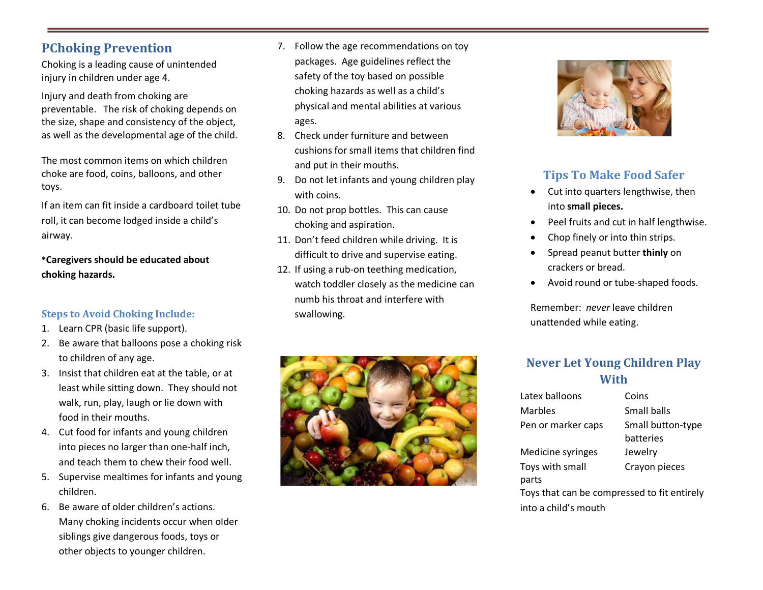## PChoking Prevention

Choking is a leading cause of unintended injury in children under age 4.

Injury and death from choking are preventable. The risk of choking depends on the size, shape and consistency of the object, as well as the developmental age of the child.

The most common items on which children choke are food, coins, balloons, and other toys.

If an item can fit inside a cardboard toilet tube roll, it can become lodged inside a child's airway.

**\*Caregivers should be educated about choking hazards.**

### Steps to Avoid Choking Include:

1. Learn CPR (basic life support).
2. Be aware that balloons pose a choking risk to children of any age.
3. Insist that children eat at the table, or at least while sitting down. They should not walk, run, play, laugh or lie down with food in their mouths.
4. Cut food for infants and young children into pieces no larger than one-half inch, and teach them to chew their food well.
5. Supervise mealtimes for infants and young children.
6. Be aware of older children's actions. Many choking incidents occur when older siblings give dangerous foods, toys or other objects to younger children.
7. Follow the age recommendations on toy packages. Age guidelines reflect the safety of the toy based on possible choking hazards as well as a child's physical and mental abilities at various ages.
8. Check under furniture and between cushions for small items that children find and put in their mouths.
9. Do not let infants and young children play with coins.
10. Do not prop bottles. This can cause choking and aspiration.
11. Don't feed children while driving. It is difficult to drive and supervise eating.
12. If using a rub-on teething medication, watch toddler closely as the medicine can numb his throat and interfere with swallowing.

### Tips To Make Food Safer

- Cut into quarters lengthwise, then into **small pieces.**
- Peel fruits and cut in half lengthwise.
- Chop finely or into thin strips.
- Spread peanut butter **thinly** on crackers or bread.
- Avoid round or tube-shaped foods.

Remember: *never* leave children unattended while eating.

### Never Let Young Children Play With

| | |
|---|---|
| Latex balloons | Coins |
| Marbles | Small balls |
| Pen or marker caps | Small button-type batteries |
| Medicine syringes | Jewelry |
| Toys with small parts | Crayon pieces |

Toys that can be compressed to fit entirely into a child's mouth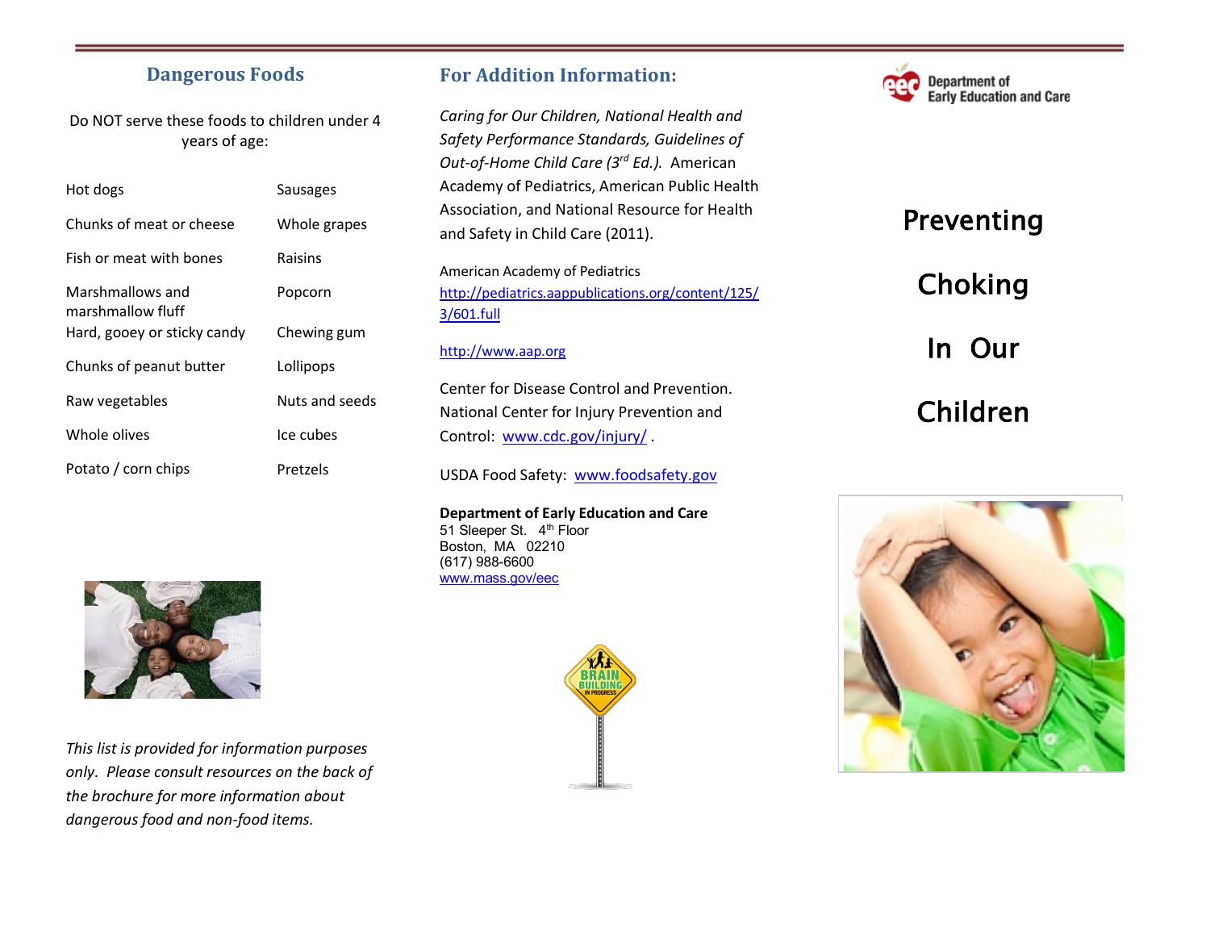## Dangerous Foods

Do NOT serve these foods to children under 4 years of age:

| | |
|---|---|
| Hot dogs | Sausages |
| Chunks of meat or cheese | Whole grapes |
| Fish or meat with bones | Raisins |
| Marshmallows and marshmallow fluff | Popcorn |
| Hard, gooey or sticky candy | Chewing gum |
| Chunks of peanut butter | Lollipops |
| Raw vegetables | Nuts and seeds |
| Whole olives | Ice cubes |
| Potato / corn chips | Pretzels |

*This list is provided for information purposes only. Please consult resources on the back of the brochure for more information about dangerous food and non-food items.*

## For Addition Information:

*Caring for Our Children, National Health and Safety Performance Standards, Guidelines of Out-of-Home Child Care (3rd Ed.).* American Academy of Pediatrics, American Public Health Association, and National Resource for Health and Safety in Child Care (2011).

American Academy of Pediatrics
http://pediatrics.aappublications.org/content/125/3/601.full

http://www.aap.org

Center for Disease Control and Prevention. National Center for Injury Prevention and Control: www.cdc.gov/injury/ .

USDA Food Safety: www.foodsafety.gov

**Department of Early Education and Care**
51 Sleeper St. 4th Floor
Boston, MA 02210
(617) 988-6600
www.mass.gov/eec

Department of Early Education and Care

# Preventing Choking In Our Children